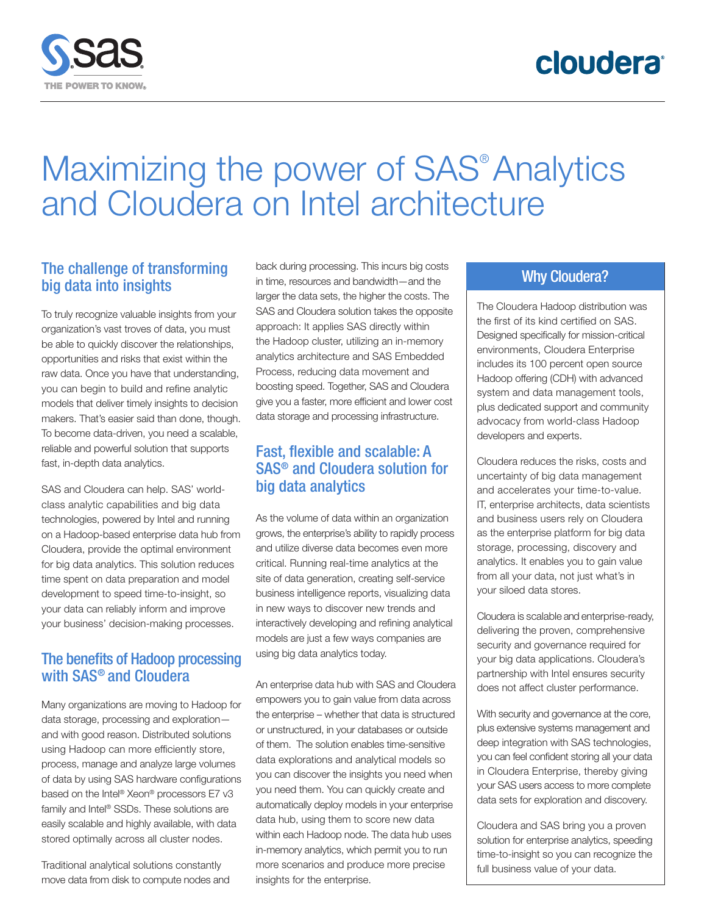# Maximizing the power of SAS® Analytics and Cloudera on Intel architecture

## The challenge of transforming big data into insights

To truly recognize valuable insights from your organization's vast troves of data, you must be able to quickly discover the relationships, opportunities and risks that exist within the raw data. Once you have that understanding, you can begin to build and refine analytic models that deliver timely insights to decision makers. That's easier said than done, though. To become data-driven, you need a scalable, reliable and powerful solution that supports fast, in-depth data analytics.

SAS and Cloudera can help. SAS' world-class analytic capabilities and big data technologies, powered by Intel and running on a Hadoop-based enterprise data hub from Cloudera, provide the optimal environment for big data analytics. This solution reduces time spent on data preparation and model development to speed time-to-insight, so your data can reliably inform and improve your business' decision-making processes.

## The benefits of Hadoop processing with SAS® and Cloudera

Many organizations are moving to Hadoop for data storage, processing and exploration—and with good reason. Distributed solutions using Hadoop can more efficiently store, process, manage and analyze large volumes of data by using SAS hardware configurations based on the Intel® Xeon® processors E7 v3 family and Intel® SSDs. These solutions are easily scalable and highly available, with data stored optimally across all cluster nodes.

Traditional analytical solutions constantly move data from disk to compute nodes and back during processing. This incurs big costs in time, resources and bandwidth—and the larger the data sets, the higher the costs. The SAS and Cloudera solution takes the opposite approach: It applies SAS directly within the Hadoop cluster, utilizing an in-memory analytics architecture and SAS Embedded Process, reducing data movement and boosting speed. Together, SAS and Cloudera give you a faster, more efficient and lower cost data storage and processing infrastructure.

## Fast, flexible and scalable: A SAS® and Cloudera solution for big data analytics

As the volume of data within an organization grows, the enterprise's ability to rapidly process and utilize diverse data becomes even more critical. Running real-time analytics at the site of data generation, creating self-service business intelligence reports, visualizing data in new ways to discover new trends and interactively developing and refining analytical models are just a few ways companies are using big data analytics today.

An enterprise data hub with SAS and Cloudera empowers you to gain value from data across the enterprise – whether that data is structured or unstructured, in your databases or outside of them. The solution enables time-sensitive data explorations and analytical models so you can discover the insights you need when you need them. You can quickly create and automatically deploy models in your enterprise data hub, using them to score new data within each Hadoop node. The data hub uses in-memory analytics, which permit you to run more scenarios and produce more precise insights for the enterprise.

## Why Cloudera?

The Cloudera Hadoop distribution was the first of its kind certified on SAS. Designed specifically for mission-critical environments, Cloudera Enterprise includes its 100 percent open source Hadoop offering (CDH) with advanced system and data management tools, plus dedicated support and community advocacy from world-class Hadoop developers and experts.

Cloudera reduces the risks, costs and uncertainty of big data management and accelerates your time-to-value. IT, enterprise architects, data scientists and business users rely on Cloudera as the enterprise platform for big data storage, processing, discovery and analytics. It enables you to gain value from all your data, not just what's in your siloed data stores.

Cloudera is scalable and enterprise-ready, delivering the proven, comprehensive security and governance required for your big data applications. Cloudera's partnership with Intel ensures security does not affect cluster performance.

With security and governance at the core, plus extensive systems management and deep integration with SAS technologies, you can feel confident storing all your data in Cloudera Enterprise, thereby giving your SAS users access to more complete data sets for exploration and discovery.

Cloudera and SAS bring you a proven solution for enterprise analytics, speeding time-to-insight so you can recognize the full business value of your data.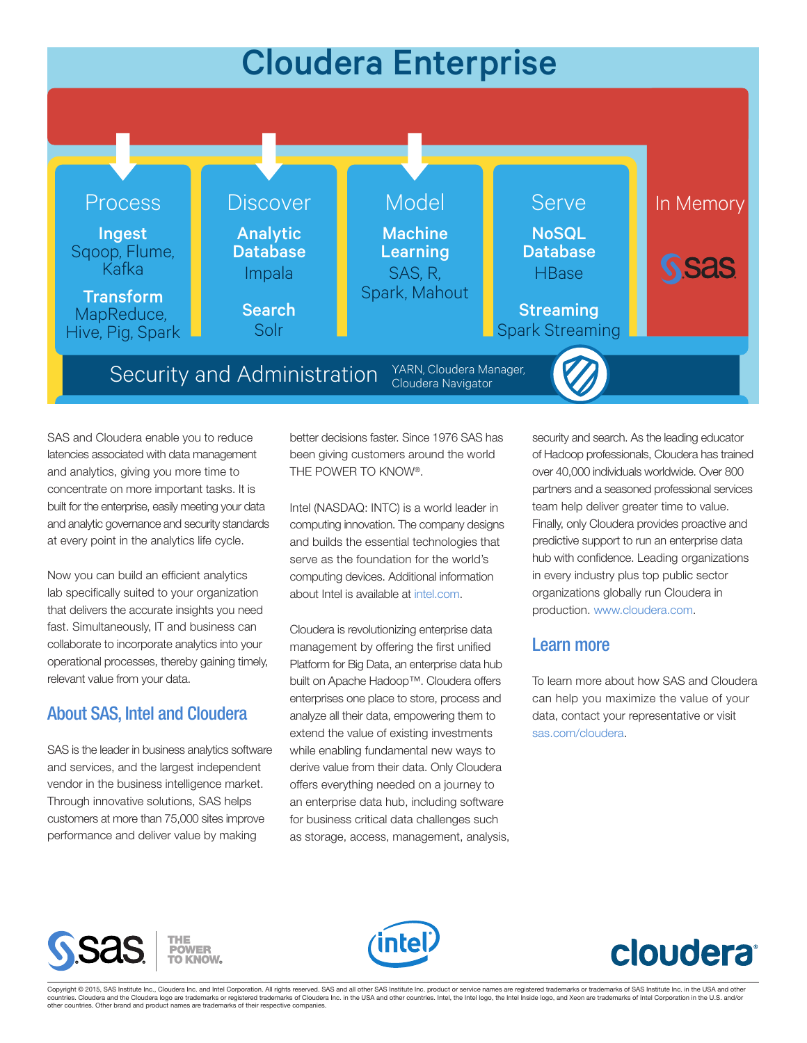# Cloudera Enterprise

Process

**Ingest**
Sqoop, Flume, Kafka

**Transform**
MapReduce, Hive, Pig, Spark

Discover

**Analytic Database**
Impala

**Search**
Solr

Model

**Machine Learning**
SAS, R, Spark, Mahout

Serve

**NoSQL Database**
HBase

**Streaming**
Spark Streaming

In Memory

SAS

Security and Administration

YARN, Cloudera Manager, Cloudera Navigator

SAS and Cloudera enable you to reduce latencies associated with data management and analytics, giving you more time to concentrate on more important tasks. It is built for the enterprise, easily meeting your data and analytic governance and security standards at every point in the analytics life cycle.

Now you can build an efficient analytics lab specifically suited to your organization that delivers the accurate insights you need fast. Simultaneously, IT and business can collaborate to incorporate analytics into your operational processes, thereby gaining timely, relevant value from your data.

## About SAS, Intel and Cloudera

SAS is the leader in business analytics software and services, and the largest independent vendor in the business intelligence market. Through innovative solutions, SAS helps customers at more than 75,000 sites improve performance and deliver value by making better decisions faster. Since 1976 SAS has been giving customers around the world THE POWER TO KNOW®.

Intel (NASDAQ: INTC) is a world leader in computing innovation. The company designs and builds the essential technologies that serve as the foundation for the world's computing devices. Additional information about Intel is available at intel.com.

Cloudera is revolutionizing enterprise data management by offering the first unified Platform for Big Data, an enterprise data hub built on Apache Hadoop™. Cloudera offers enterprises one place to store, process and analyze all their data, empowering them to extend the value of existing investments while enabling fundamental new ways to derive value from their data. Only Cloudera offers everything needed on a journey to an enterprise data hub, including software for business critical data challenges such as storage, access, management, analysis, security and search. As the leading educator of Hadoop professionals, Cloudera has trained over 40,000 individuals worldwide. Over 800 partners and a seasoned professional services team help deliver greater time to value. Finally, only Cloudera provides proactive and predictive support to run an enterprise data hub with confidence. Leading organizations in every industry plus top public sector organizations globally run Cloudera in production. www.cloudera.com.

## Learn more

To learn more about how SAS and Cloudera can help you maximize the value of your data, contact your representative or visit sas.com/cloudera.

SAS THE POWER TO KNOW. intel cloudera

Copyright © 2015, SAS Institute Inc., Cloudera Inc. and Intel Corporation. All rights reserved. SAS and all other SAS Institute Inc. product or service names are registered trademarks or trademarks of SAS Institute Inc. in the USA and other countries. Cloudera and the Cloudera logo are trademarks or registered trademarks of Cloudera Inc. in the USA and other countries. Intel, the Intel logo, the Intel Inside logo, and Xeon are trademarks of Intel Corporation in the U.S. and/or other countries. Other brand and product names are trademarks of their respective companies.